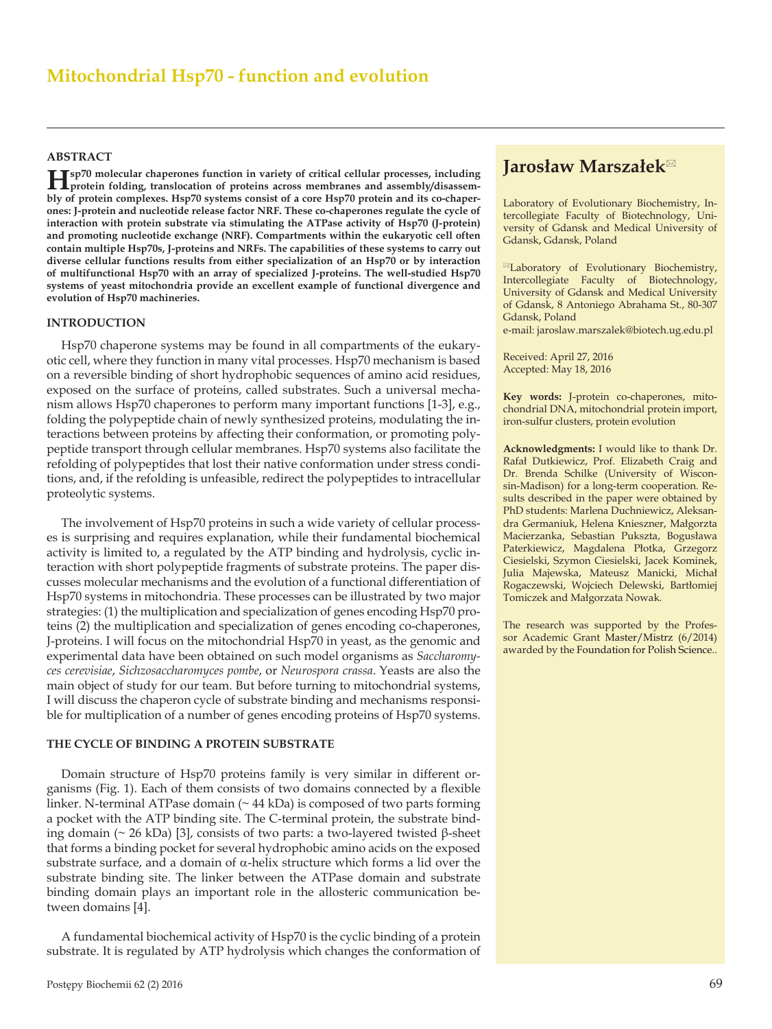# Mitochondrial Hsp70 - function and evolution

## Jarosław Marszałek✉

Laboratory of Evolutionary Biochemistry, Intercollegiate Faculty of Biotechnology, University of Gdansk and Medical University of Gdansk, Gdansk, Poland

✉Laboratory of Evolutionary Biochemistry, Intercollegiate Faculty of Biotechnology, University of Gdansk and Medical University of Gdansk, 8 Antoniego Abrahama St., 80-307 Gdansk, Poland
e-mail: jaroslaw.marszalek@biotech.ug.edu.pl

Received: April 27, 2016
Accepted: May 18, 2016

**Key words:** J-protein co-chaperones, mitochondrial DNA, mitochondrial protein import, iron-sulfur clusters, protein evolution

**Acknowledgments:** I would like to thank Dr. Rafał Dutkiewicz, Prof. Elizabeth Craig and Dr. Brenda Schilke (University of Wisconsin-Madison) for a long-term cooperation. Results described in the paper were obtained by PhD students: Marlena Duchniewicz, Aleksandra Germaniuk, Helena Knieszner, Małgorzta Macierzanka, Sebastian Pukszta, Bogusława Paterkiewicz, Magdalena Płotka, Grzegorz Ciesielski, Szymon Ciesielski, Jacek Kominek, Julia Majewska, Mateusz Manicki, Michał Rogaczewski, Wojciech Delewski, Bartłomiej Tomiczek and Małgorzata Nowak.

The research was supported by the Professor Academic Grant Master/Mistrz (6/2014) awarded by the Foundation for Polish Science..

### ABSTRACT

**Hsp70 molecular chaperones function in variety of critical cellular processes, including protein folding, translocation of proteins across membranes and assembly/disassembly of protein complexes. Hsp70 systems consist of a core Hsp70 protein and its co-chaperones: J-protein and nucleotide release factor NRF. These co-chaperones regulate the cycle of interaction with protein substrate via stimulating the ATPase activity of Hsp70 (J-protein) and promoting nucleotide exchange (NRF). Compartments within the eukaryotic cell often contain multiple Hsp70s, J-proteins and NRFs. The capabilities of these systems to carry out diverse cellular functions results from either specialization of an Hsp70 or by interaction of multifunctional Hsp70 with an array of specialized J-proteins. The well-studied Hsp70 systems of yeast mitochondria provide an excellent example of functional divergence and evolution of Hsp70 machineries.**

### INTRODUCTION

Hsp70 chaperone systems may be found in all compartments of the eukaryotic cell, where they function in many vital processes. Hsp70 mechanism is based on a reversible binding of short hydrophobic sequences of amino acid residues, exposed on the surface of proteins, called substrates. Such a universal mechanism allows Hsp70 chaperones to perform many important functions [1-3], e.g., folding the polypeptide chain of newly synthesized proteins, modulating the interactions between proteins by affecting their conformation, or promoting polypeptide transport through cellular membranes. Hsp70 systems also facilitate the refolding of polypeptides that lost their native conformation under stress conditions, and, if the refolding is unfeasible, redirect the polypeptides to intracellular proteolytic systems.

The involvement of Hsp70 proteins in such a wide variety of cellular processes is surprising and requires explanation, while their fundamental biochemical activity is limited to, a regulated by the ATP binding and hydrolysis, cyclic interaction with short polypeptide fragments of substrate proteins. The paper discusses molecular mechanisms and the evolution of a functional differentiation of Hsp70 systems in mitochondria. These processes can be illustrated by two major strategies: (1) the multiplication and specialization of genes encoding Hsp70 proteins (2) the multiplication and specialization of genes encoding co-chaperones, J-proteins. I will focus on the mitochondrial Hsp70 in yeast, as the genomic and experimental data have been obtained on such model organisms as *Saccharomyces cerevisiae*, *Sichzosaccharomyces pombe*, or *Neurospora crassa*. Yeasts are also the main object of study for our team. But before turning to mitochondrial systems, I will discuss the chaperon cycle of substrate binding and mechanisms responsible for multiplication of a number of genes encoding proteins of Hsp70 systems.

### THE CYCLE OF BINDING A PROTEIN SUBSTRATE

Domain structure of Hsp70 proteins family is very similar in different organisms (Fig. 1). Each of them consists of two domains connected by a flexible linker. N-terminal ATPase domain (~ 44 kDa) is composed of two parts forming a pocket with the ATP binding site. The C-terminal protein, the substrate binding domain (~ 26 kDa) [3], consists of two parts: a two-layered twisted β-sheet that forms a binding pocket for several hydrophobic amino acids on the exposed substrate surface, and a domain of α-helix structure which forms a lid over the substrate binding site. The linker between the ATPase domain and substrate binding domain plays an important role in the allosteric communication between domains [4].

A fundamental biochemical activity of Hsp70 is the cyclic binding of a protein substrate. It is regulated by ATP hydrolysis which changes the conformation of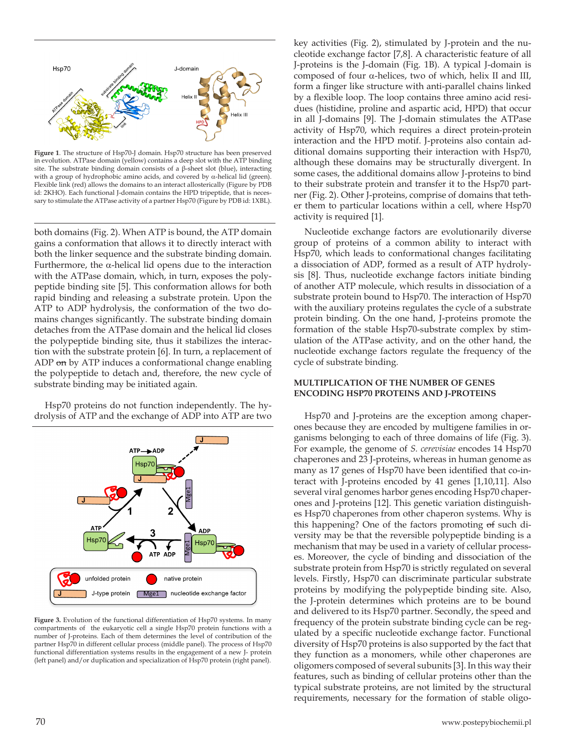Figure 1. The structure of Hsp70-J domain. Hsp70 structure has been preserved in evolution. ATPase domain (yellow) contains a deep slot with the ATP binding site. The substrate binding domain consists of a β-sheet slot (blue), interacting with a group of hydrophobic amino acids, and covered by α-helical lid (green). Flexible link (red) allows the domains to an interact allosterically (Figure by PDB id: 2KHO). Each functional J-domain contains the HPD tripeptide, that is necessary to stimulate the ATPase activity of a partner Hsp70 (Figure by PDB id: 1XBL).

both domains (Fig. 2). When ATP is bound, the ATP domain gains a conformation that allows it to directly interact with both the linker sequence and the substrate binding domain. Furthermore, the α-helical lid opens due to the interaction with the ATPase domain, which, in turn, exposes the polypeptide binding site [5]. This conformation allows for both rapid binding and releasing a substrate protein. Upon the ATP to ADP hydrolysis, the conformation of the two domains changes significantly. The substrate binding domain detaches from the ATPase domain and the helical lid closes the polypeptide binding site, thus it stabilizes the interaction with the substrate protein [6]. In turn, a replacement of ADP ~~on~~ by ATP induces a conformational change enabling the polypeptide to detach and, therefore, the new cycle of substrate binding may be initiated again.

Hsp70 proteins do not function independently. The hydrolysis of ATP and the exchange of ADP into ATP are two key activities (Fig. 2), stimulated by J-protein and the nucleotide exchange factor [7,8]. A characteristic feature of all J-proteins is the J-domain (Fig. 1B). A typical J-domain is composed of four α-helices, two of which, helix II and III, form a finger like structure with anti-parallel chains linked by a flexible loop. The loop contains three amino acid residues (histidine, proline and aspartic acid, HPD) that occur in all J-domains [9]. The J-domain stimulates the ATPase activity of Hsp70, which requires a direct protein-protein interaction and the HPD motif. J-proteins also contain additional domains supporting their interaction with Hsp70, although these domains may be structurally divergent. In some cases, the additional domains allow J-proteins to bind to their substrate protein and transfer it to the Hsp70 partner (Fig. 2). Other J-proteins, comprise of domains that tether them to particular locations within a cell, where Hsp70 activity is required [1].

Nucleotide exchange factors are evolutionarily diverse group of proteins of a common ability to interact with Hsp70, which leads to conformational changes facilitating a dissociation of ADP, formed as a result of ATP hydrolysis [8]. Thus, nucleotide exchange factors initiate binding of another ATP molecule, which results in dissociation of a substrate protein bound to Hsp70. The interaction of Hsp70 with the auxiliary proteins regulates the cycle of a substrate protein binding. On the one hand, J-proteins promote the formation of the stable Hsp70-substrate complex by stimulation of the ATPase activity, and on the other hand, the nucleotide exchange factors regulate the frequency of the cycle of substrate binding.

Figure 3. Evolution of the functional differentiation of Hsp70 systems. In many compartments of the eukaryotic cell a single Hsp70 protein functions with a number of J-proteins. Each of them determines the level of contribution of the partner Hsp70 in different cellular process (middle panel). The process of Hsp70 functional differentiation systems results in the engagement of a new J- protein (left panel) and/or duplication and specialization of Hsp70 protein (right panel).

## MULTIPLICATION OF THE NUMBER OF GENES ENCODING HSP70 PROTEINS AND J-PROTEINS

Hsp70 and J-proteins are the exception among chaperones because they are encoded by multigene families in organisms belonging to each of three domains of life (Fig. 3). For example, the genome of *S. cerevisiae* encodes 14 Hsp70 chaperones and 23 J-proteins, whereas in human genome as many as 17 genes of Hsp70 have been identified that co-interact with J-proteins encoded by 41 genes [1,10,11]. Also several viral genomes harbor genes encoding Hsp70 chaperones and J-proteins [12]. This genetic variation distinguishes Hsp70 chaperones from other chaperon systems. Why is this happening? One of the factors promoting ~~of~~ such diversity may be that the reversible polypeptide binding is a mechanism that may be used in a variety of cellular processes. Moreover, the cycle of binding and dissociation of the substrate protein from Hsp70 is strictly regulated on several levels. Firstly, Hsp70 can discriminate particular substrate proteins by modifying the polypeptide binding site. Also, the J-protein determines which proteins are to be bound and delivered to its Hsp70 partner. Secondly, the speed and frequency of the protein substrate binding cycle can be regulated by a specific nucleotide exchange factor. Functional diversity of Hsp70 proteins is also supported by the fact that they function as a monomers, while other chaperones are oligomers composed of several subunits [3]. In this way their features, such as binding of cellular proteins other than the typical substrate proteins, are not limited by the structural requirements, necessary for the formation of stable oligo-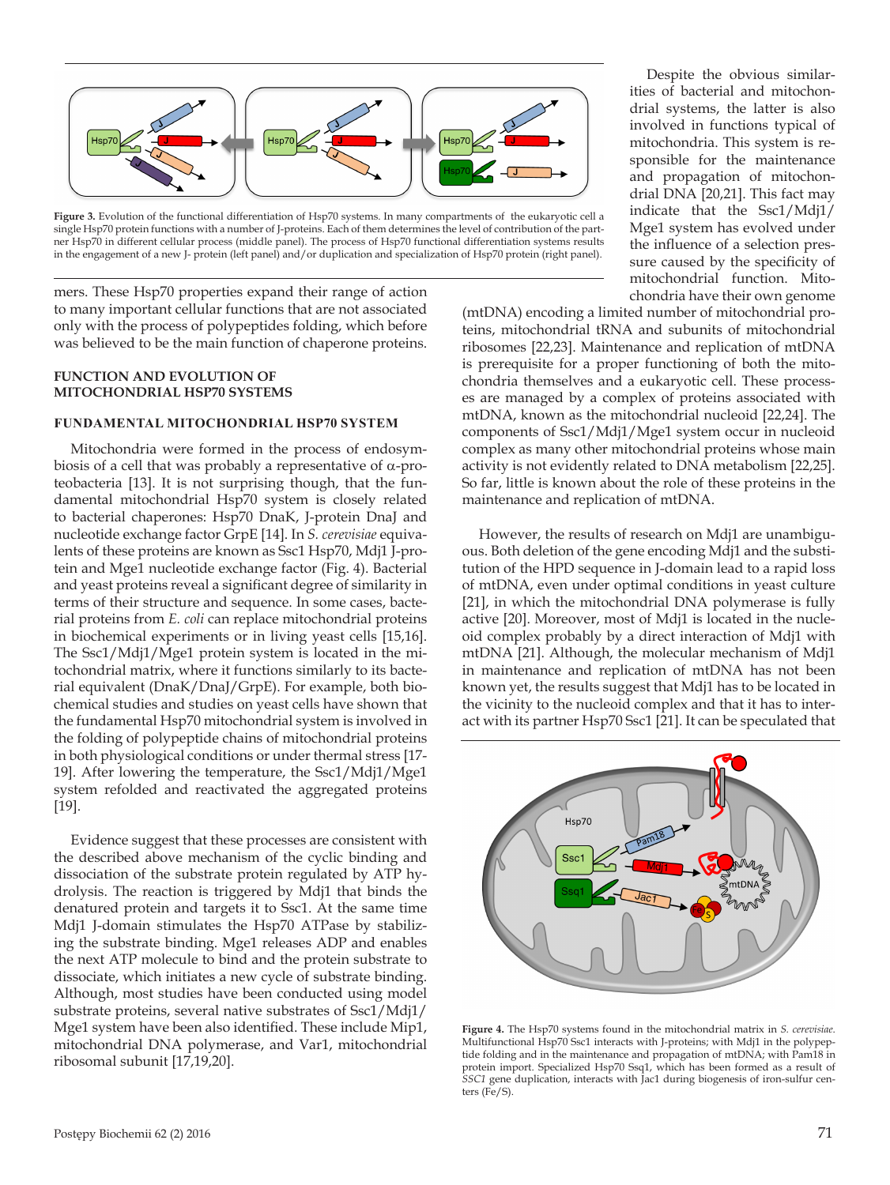Figure 3. Evolution of the functional differentiation of Hsp70 systems. In many compartments of the eukaryotic cell a single Hsp70 protein functions with a number of J-proteins. Each of them determines the level of contribution of the partner Hsp70 in different cellular process (middle panel). The process of Hsp70 functional differentiation systems results in the engagement of a new J- protein (left panel) and/or duplication and specialization of Hsp70 protein (right panel).

mers. These Hsp70 properties expand their range of action to many important cellular functions that are not associated only with the process of polypeptides folding, which before was believed to be the main function of chaperone proteins.

## FUNCTION AND EVOLUTION OF MITOCHONDRIAL HSP70 SYSTEMS

### FUNDAMENTAL MITOCHONDRIAL HSP70 SYSTEM

Mitochondria were formed in the process of endosymbiosis of a cell that was probably a representative of α-proteobacteria [13]. It is not surprising though, that the fundamental mitochondrial Hsp70 system is closely related to bacterial chaperones: Hsp70 DnaK, J-protein DnaJ and nucleotide exchange factor GrpE [14]. In *S. cerevisiae* equivalents of these proteins are known as Ssc1 Hsp70, Mdj1 J-protein and Mge1 nucleotide exchange factor (Fig. 4). Bacterial and yeast proteins reveal a significant degree of similarity in terms of their structure and sequence. In some cases, bacterial proteins from *E. coli* can replace mitochondrial proteins in biochemical experiments or in living yeast cells [15,16]. The Ssc1/Mdj1/Mge1 protein system is located in the mitochondrial matrix, where it functions similarly to its bacterial equivalent (DnaK/DnaJ/GrpE). For example, both biochemical studies and studies on yeast cells have shown that the fundamental Hsp70 mitochondrial system is involved in the folding of polypeptide chains of mitochondrial proteins in both physiological conditions or under thermal stress [17-19]. After lowering the temperature, the Ssc1/Mdj1/Mge1 system refolded and reactivated the aggregated proteins [19].

Evidence suggest that these processes are consistent with the described above mechanism of the cyclic binding and dissociation of the substrate protein regulated by ATP hydrolysis. The reaction is triggered by Mdj1 that binds the denatured protein and targets it to Ssc1. At the same time Mdj1 J-domain stimulates the Hsp70 ATPase by stabilizing the substrate binding. Mge1 releases ADP and enables the next ATP molecule to bind and the protein substrate to dissociate, which initiates a new cycle of substrate binding. Although, most studies have been conducted using model substrate proteins, several native substrates of Ssc1/Mdj1/Mge1 system have been also identified. These include Mip1, mitochondrial DNA polymerase, and Var1, mitochondrial ribosomal subunit [17,19,20].

Despite the obvious similarities of bacterial and mitochondrial systems, the latter is also involved in functions typical of mitochondria. This system is responsible for the maintenance and propagation of mitochondrial DNA [20,21]. This fact may indicate that the Ssc1/Mdj1/Mge1 system has evolved under the influence of a selection pressure caused by the specificity of mitochondrial function. Mitochondria have their own genome (mtDNA) encoding a limited number of mitochondrial proteins, mitochondrial tRNA and subunits of mitochondrial ribosomes [22,23]. Maintenance and replication of mtDNA is prerequisite for a proper functioning of both the mitochondria themselves and a eukaryotic cell. These processes are managed by a complex of proteins associated with mtDNA, known as the mitochondrial nucleoid [22,24]. The components of Ssc1/Mdj1/Mge1 system occur in nucleoid complex as many other mitochondrial proteins whose main activity is not evidently related to DNA metabolism [22,25]. So far, little is known about the role of these proteins in the maintenance and replication of mtDNA.

However, the results of research on Mdj1 are unambiguous. Both deletion of the gene encoding Mdj1 and the substitution of the HPD sequence in J-domain lead to a rapid loss of mtDNA, even under optimal conditions in yeast culture [21], in which the mitochondrial DNA polymerase is fully active [20]. Moreover, most of Mdj1 is located in the nucleoid complex probably by a direct interaction of Mdj1 with mtDNA [21]. Although, the molecular mechanism of Mdj1 in maintenance and replication of mtDNA has not been known yet, the results suggest that Mdj1 has to be located in the vicinity to the nucleoid complex and that it has to interact with its partner Hsp70 Ssc1 [21]. It can be speculated that

Figure 4. The Hsp70 systems found in the mitochondrial matrix in *S. cerevisiae*. Multifunctional Hsp70 Ssc1 interacts with J-proteins; with Mdj1 in the polypeptide folding and in the maintenance and propagation of mtDNA; with Pam18 in protein import. Specialized Hsp70 Ssq1, which has been formed as a result of *SSC1* gene duplication, interacts with Jac1 during biogenesis of iron-sulfur centers (Fe/S).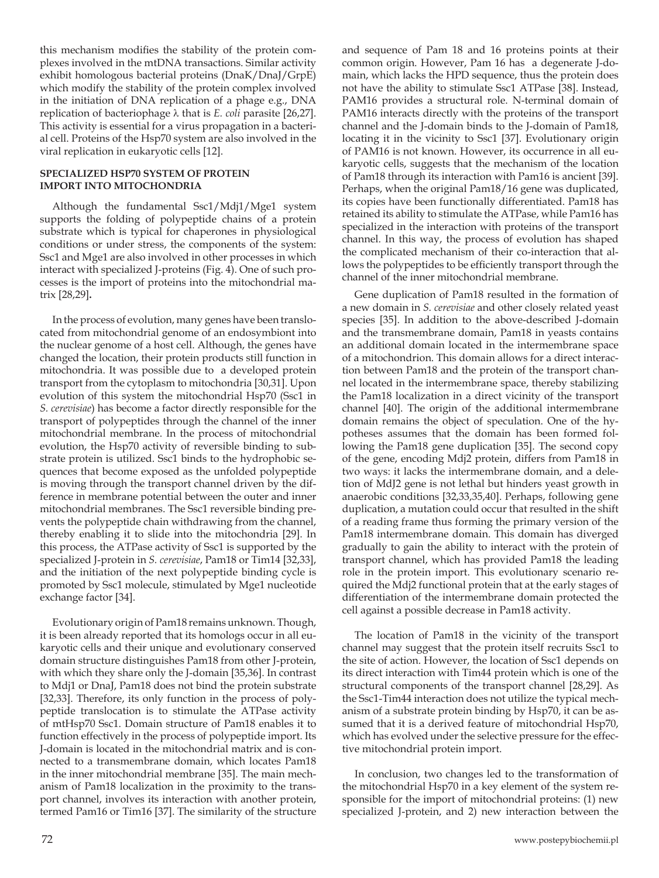this mechanism modifies the stability of the protein complexes involved in the mtDNA transactions. Similar activity exhibit homologous bacterial proteins (DnaK/DnaJ/GrpE) which modify the stability of the protein complex involved in the initiation of DNA replication of a phage e.g., DNA replication of bacteriophage λ that is *E. coli* parasite [26,27]. This activity is essential for a virus propagation in a bacterial cell. Proteins of the Hsp70 system are also involved in the viral replication in eukaryotic cells [12].

## SPECIALIZED HSP70 SYSTEM OF PROTEIN IMPORT INTO MITOCHONDRIA

Although the fundamental Ssc1/Mdj1/Mge1 system supports the folding of polypeptide chains of a protein substrate which is typical for chaperones in physiological conditions or under stress, the components of the system: Ssc1 and Mge1 are also involved in other processes in which interact with specialized J-proteins (Fig. 4). One of such processes is the import of proteins into the mitochondrial matrix [28,29]**.**

In the process of evolution, many genes have been translocated from mitochondrial genome of an endosymbiont into the nuclear genome of a host cell. Although, the genes have changed the location, their protein products still function in mitochondria. It was possible due to a developed protein transport from the cytoplasm to mitochondria [30,31]. Upon evolution of this system the mitochondrial Hsp70 (Ssc1 in *S. cerevisiae*) has become a factor directly responsible for the transport of polypeptides through the channel of the inner mitochondrial membrane. In the process of mitochondrial evolution, the Hsp70 activity of reversible binding to substrate protein is utilized. Ssc1 binds to the hydrophobic sequences that become exposed as the unfolded polypeptide is moving through the transport channel driven by the difference in membrane potential between the outer and inner mitochondrial membranes. The Ssc1 reversible binding prevents the polypeptide chain withdrawing from the channel, thereby enabling it to slide into the mitochondria [29]. In this process, the ATPase activity of Ssc1 is supported by the specialized J-protein in *S. cerevisiae*, Pam18 or Tim14 [32,33], and the initiation of the next polypeptide binding cycle is promoted by Ssc1 molecule, stimulated by Mge1 nucleotide exchange factor [34].

Evolutionary origin of Pam18 remains unknown. Though, it is been already reported that its homologs occur in all eukaryotic cells and their unique and evolutionary conserved domain structure distinguishes Pam18 from other J-protein, with which they share only the J-domain [35,36]. In contrast to Mdj1 or DnaJ, Pam18 does not bind the protein substrate [32,33]. Therefore, its only function in the process of polypeptide translocation is to stimulate the ATPase activity of mtHsp70 Ssc1. Domain structure of Pam18 enables it to function effectively in the process of polypeptide import. Its J-domain is located in the mitochondrial matrix and is connected to a transmembrane domain, which locates Pam18 in the inner mitochondrial membrane [35]. The main mechanism of Pam18 localization in the proximity to the transport channel, involves its interaction with another protein, termed Pam16 or Tim16 [37]. The similarity of the structure and sequence of Pam 18 and 16 proteins points at their common origin. However, Pam 16 has a degenerate J-domain, which lacks the HPD sequence, thus the protein does not have the ability to stimulate Ssc1 ATPase [38]. Instead, PAM16 provides a structural role. N-terminal domain of PAM16 interacts directly with the proteins of the transport channel and the J-domain binds to the J-domain of Pam18, locating it in the vicinity to Ssc1 [37]. Evolutionary origin of PAM16 is not known. However, its occurrence in all eukaryotic cells, suggests that the mechanism of the location of Pam18 through its interaction with Pam16 is ancient [39]. Perhaps, when the original Pam18/16 gene was duplicated, its copies have been functionally differentiated. Pam18 has retained its ability to stimulate the ATPase, while Pam16 has specialized in the interaction with proteins of the transport channel. In this way, the process of evolution has shaped the complicated mechanism of their co-interaction that allows the polypeptides to be efficiently transport through the channel of the inner mitochondrial membrane.

Gene duplication of Pam18 resulted in the formation of a new domain in *S. cerevisiae* and other closely related yeast species [35]. In addition to the above-described J-domain and the transmembrane domain, Pam18 in yeasts contains an additional domain located in the intermembrane space of a mitochondrion. This domain allows for a direct interaction between Pam18 and the protein of the transport channel located in the intermembrane space, thereby stabilizing the Pam18 localization in a direct vicinity of the transport channel [40]. The origin of the additional intermembrane domain remains the object of speculation. One of the hypotheses assumes that the domain has been formed following the Pam18 gene duplication [35]. The second copy of the gene, encoding Mdj2 protein, differs from Pam18 in two ways: it lacks the intermembrane domain, and a deletion of MdJ2 gene is not lethal but hinders yeast growth in anaerobic conditions [32,33,35,40]. Perhaps, following gene duplication, a mutation could occur that resulted in the shift of a reading frame thus forming the primary version of the Pam18 intermembrane domain. This domain has diverged gradually to gain the ability to interact with the protein of transport channel, which has provided Pam18 the leading role in the protein import. This evolutionary scenario required the Mdj2 functional protein that at the early stages of differentiation of the intermembrane domain protected the cell against a possible decrease in Pam18 activity.

The location of Pam18 in the vicinity of the transport channel may suggest that the protein itself recruits Ssc1 to the site of action. However, the location of Ssc1 depends on its direct interaction with Tim44 protein which is one of the structural components of the transport channel [28,29]. As the Ssc1-Tim44 interaction does not utilize the typical mechanism of a substrate protein binding by Hsp70, it can be assumed that it is a derived feature of mitochondrial Hsp70, which has evolved under the selective pressure for the effective mitochondrial protein import.

In conclusion, two changes led to the transformation of the mitochondrial Hsp70 in a key element of the system responsible for the import of mitochondrial proteins: (1) new specialized J-protein, and 2) new interaction between the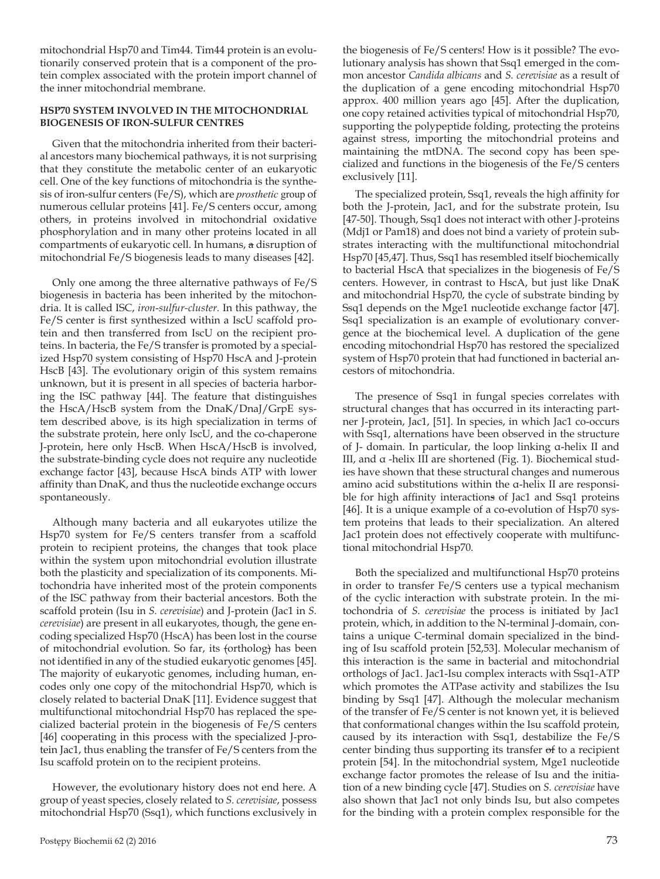mitochondrial Hsp70 and Tim44. Tim44 protein is an evolutionarily conserved protein that is a component of the protein complex associated with the protein import channel of the inner mitochondrial membrane.

## HSP70 SYSTEM INVOLVED IN THE MITOCHONDRIAL BIOGENESIS OF IRON-SULFUR CENTRES

Given that the mitochondria inherited from their bacterial ancestors many biochemical pathways, it is not surprising that they constitute the metabolic center of an eukaryotic cell. One of the key functions of mitochondria is the synthesis of iron-sulfur centers (Fe/S), which are *prosthetic* group of numerous cellular proteins [41]. Fe/S centers occur, among others, in proteins involved in mitochondrial oxidative phosphorylation and in many other proteins located in all compartments of eukaryotic cell. In humans, a disruption of mitochondrial Fe/S biogenesis leads to many diseases [42].

Only one among the three alternative pathways of Fe/S biogenesis in bacteria has been inherited by the mitochondria. It is called ISC, *iron-sulfur-cluster*. In this pathway, the Fe/S center is first synthesized within a IscU scaffold protein and then transferred from IscU on the recipient proteins. In bacteria, the Fe/S transfer is promoted by a specialized Hsp70 system consisting of Hsp70 HscA and J-protein HscB [43]. The evolutionary origin of this system remains unknown, but it is present in all species of bacteria harboring the ISC pathway [44]. The feature that distinguishes the HscA/HscB system from the DnaK/DnaJ/GrpE system described above, is its high specialization in terms of the substrate protein, here only IscU, and the co-chaperone J-protein, here only HscB. When HscA/HscB is involved, the substrate-binding cycle does not require any nucleotide exchange factor [43], because HscA binds ATP with lower affinity than DnaK, and thus the nucleotide exchange occurs spontaneously.

Although many bacteria and all eukaryotes utilize the Hsp70 system for Fe/S centers transfer from a scaffold protein to recipient proteins, the changes that took place within the system upon mitochondrial evolution illustrate both the plasticity and specialization of its components. Mitochondria have inherited most of the protein components of the ISC pathway from their bacterial ancestors. Both the scaffold protein (Isu in *S. cerevisiae*) and J-protein (Jac1 in *S. cerevisiae*) are present in all eukaryotes, though, the gene encoding specialized Hsp70 (HscA) has been lost in the course of mitochondrial evolution. So far, its (ortholog) has been not identified in any of the studied eukaryotic genomes [45]. The majority of eukaryotic genomes, including human, encodes only one copy of the mitochondrial Hsp70, which is closely related to bacterial DnaK [11]. Evidence suggest that multifunctional mitochondrial Hsp70 has replaced the specialized bacterial protein in the biogenesis of Fe/S centers [46] cooperating in this process with the specialized J-protein Jac1, thus enabling the transfer of Fe/S centers from the Isu scaffold protein on to the recipient proteins.

However, the evolutionary history does not end here. A group of yeast species, closely related to *S. cerevisiae*, possess mitochondrial Hsp70 (Ssq1), which functions exclusively in the biogenesis of Fe/S centers! How is it possible? The evolutionary analysis has shown that Ssq1 emerged in the common ancestor *Candida albicans* and *S. cerevisiae* as a result of the duplication of a gene encoding mitochondrial Hsp70 approx. 400 million years ago [45]. After the duplication, one copy retained activities typical of mitochondrial Hsp70, supporting the polypeptide folding, protecting the proteins against stress, importing the mitochondrial proteins and maintaining the mtDNA. The second copy has been specialized and functions in the biogenesis of the Fe/S centers exclusively [11].

The specialized protein, Ssq1, reveals the high affinity for both the J-protein, Jac1, and for the substrate protein, Isu [47-50]. Though, Ssq1 does not interact with other J-proteins (Mdj1 or Pam18) and does not bind a variety of protein substrates interacting with the multifunctional mitochondrial Hsp70 [45,47]. Thus, Ssq1 has resembled itself biochemically to bacterial HscA that specializes in the biogenesis of Fe/S centers. However, in contrast to HscA, but just like DnaK and mitochondrial Hsp70, the cycle of substrate binding by Ssq1 depends on the Mge1 nucleotide exchange factor [47]. Ssq1 specialization is an example of evolutionary convergence at the biochemical level. A duplication of the gene encoding mitochondrial Hsp70 has restored the specialized system of Hsp70 protein that had functioned in bacterial ancestors of mitochondria.

The presence of Ssq1 in fungal species correlates with structural changes that has occurred in its interacting partner J-protein, Jac1, [51]. In species, in which Jac1 co-occurs with Ssq1, alternations have been observed in the structure of J- domain. In particular, the loop linking α-helix II and III, and α -helix III are shortened (Fig. 1). Biochemical studies have shown that these structural changes and numerous amino acid substitutions within the α-helix II are responsible for high affinity interactions of Jac1 and Ssq1 proteins [46]. It is a unique example of a co-evolution of Hsp70 system proteins that leads to their specialization. An altered Jac1 protein does not effectively cooperate with multifunctional mitochondrial Hsp70.

Both the specialized and multifunctional Hsp70 proteins in order to transfer Fe/S centers use a typical mechanism of the cyclic interaction with substrate protein. In the mitochondria of *S. cerevisiae* the process is initiated by Jac1 protein, which, in addition to the N-terminal J-domain, contains a unique C-terminal domain specialized in the binding of Isu scaffold protein [52,53]. Molecular mechanism of this interaction is the same in bacterial and mitochondrial orthologs of Jac1. Jac1-Isu complex interacts with Ssq1-ATP which promotes the ATPase activity and stabilizes the Isu binding by Ssq1 [47]. Although the molecular mechanism of the transfer of Fe/S center is not known yet, it is believed that conformational changes within the Isu scaffold protein, caused by its interaction with Ssq1, destabilize the Fe/S center binding thus supporting its transfer of to a recipient protein [54]. In the mitochondrial system, Mge1 nucleotide exchange factor promotes the release of Isu and the initiation of a new binding cycle [47]. Studies on *S. cerevisiae* have also shown that Jac1 not only binds Isu, but also competes for the binding with a protein complex responsible for the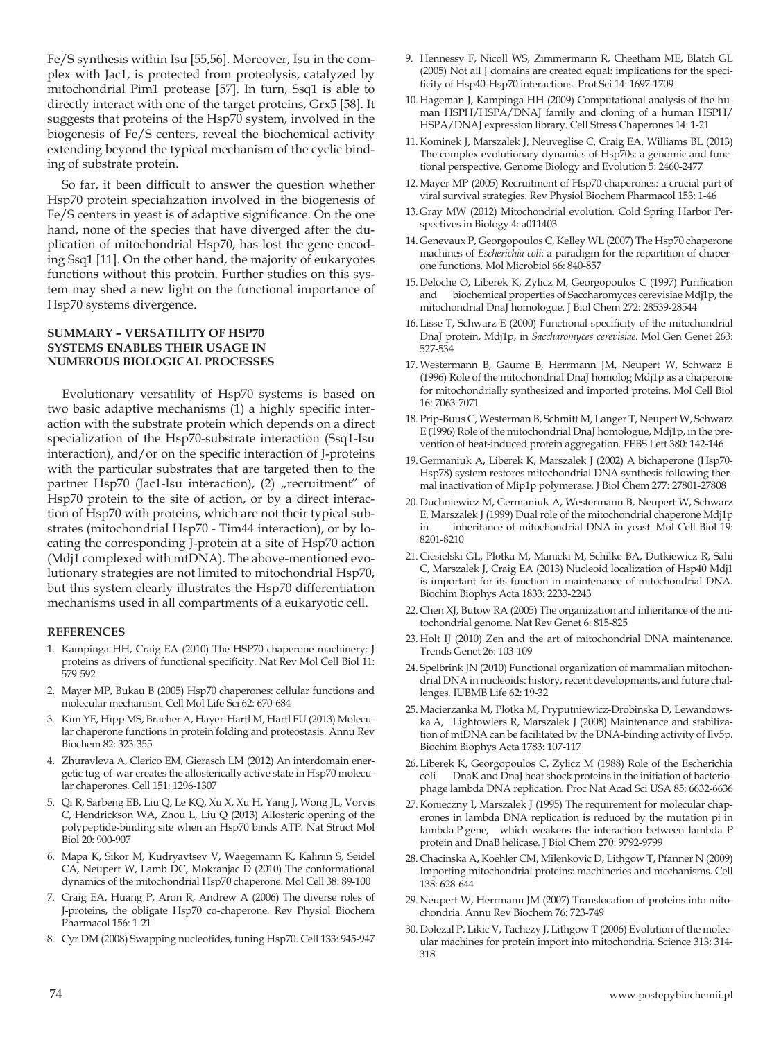Fe/S synthesis within Isu [55,56]. Moreover, Isu in the complex with Jac1, is protected from proteolysis, catalyzed by mitochondrial Pim1 protease [57]. In turn, Ssq1 is able to directly interact with one of the target proteins, Grx5 [58]. It suggests that proteins of the Hsp70 system, involved in the biogenesis of Fe/S centers, reveal the biochemical activity extending beyond the typical mechanism of the cyclic binding of substrate protein.

So far, it been difficult to answer the question whether Hsp70 protein specialization involved in the biogenesis of Fe/S centers in yeast is of adaptive significance. On the one hand, none of the species that have diverged after the duplication of mitochondrial Hsp70, has lost the gene encoding Ssq1 [11]. On the other hand, the majority of eukaryotes functions without this protein. Further studies on this system may shed a new light on the functional importance of Hsp70 systems divergence.

## SUMMARY – VERSATILITY OF HSP70 SYSTEMS ENABLES THEIR USAGE IN NUMEROUS BIOLOGICAL PROCESSES

Evolutionary versatility of Hsp70 systems is based on two basic adaptive mechanisms (1) a highly specific interaction with the substrate protein which depends on a direct specialization of the Hsp70-substrate interaction (Ssq1-Isu interaction), and/or on the specific interaction of J-proteins with the particular substrates that are targeted then to the partner Hsp70 (Jac1-Isu interaction), (2) „recruitment" of Hsp70 protein to the site of action, or by a direct interaction of Hsp70 with proteins, which are not their typical substrates (mitochondrial Hsp70 - Tim44 interaction), or by locating the corresponding J-protein at a site of Hsp70 action (Mdj1 complexed with mtDNA). The above-mentioned evolutionary strategies are not limited to mitochondrial Hsp70, but this system clearly illustrates the Hsp70 differentiation mechanisms used in all compartments of a eukaryotic cell.

## REFERENCES

1. Kampinga HH, Craig EA (2010) The HSP70 chaperone machinery: J proteins as drivers of functional specificity. Nat Rev Mol Cell Biol 11: 579-592
2. Mayer MP, Bukau B (2005) Hsp70 chaperones: cellular functions and molecular mechanism. Cell Mol Life Sci 62: 670-684
3. Kim YE, Hipp MS, Bracher A, Hayer-Hartl M, Hartl FU (2013) Molecular chaperone functions in protein folding and proteostasis. Annu Rev Biochem 82: 323-355
4. Zhuravleva A, Clerico EM, Gierasch LM (2012) An interdomain energetic tug-of-war creates the allosterically active state in Hsp70 molecular chaperones. Cell 151: 1296-1307
5. Qi R, Sarbeng EB, Liu Q, Le KQ, Xu X, Xu H, Yang J, Wong JL, Vorvis C, Hendrickson WA, Zhou L, Liu Q (2013) Allosteric opening of the polypeptide-binding site when an Hsp70 binds ATP. Nat Struct Mol Biol 20: 900-907
6. Mapa K, Sikor M, Kudryavtsev V, Waegemann K, Kalinin S, Seidel CA, Neupert W, Lamb DC, Mokranjac D (2010) The conformational dynamics of the mitochondrial Hsp70 chaperone. Mol Cell 38: 89-100
7. Craig EA, Huang P, Aron R, Andrew A (2006) The diverse roles of J-proteins, the obligate Hsp70 co-chaperone. Rev Physiol Biochem Pharmacol 156: 1-21
8. Cyr DM (2008) Swapping nucleotides, tuning Hsp70. Cell 133: 945-947
9. Hennessy F, Nicoll WS, Zimmermann R, Cheetham ME, Blatch GL (2005) Not all J domains are created equal: implications for the specificity of Hsp40-Hsp70 interactions. Prot Sci 14: 1697-1709
10. Hageman J, Kampinga HH (2009) Computational analysis of the human HSPH/HSPA/DNAJ family and cloning of a human HSPH/HSPA/DNAJ expression library. Cell Stress Chaperones 14: 1-21
11. Kominek J, Marszalek J, Neuveglise C, Craig EA, Williams BL (2013) The complex evolutionary dynamics of Hsp70s: a genomic and functional perspective. Genome Biology and Evolution 5: 2460-2477
12. Mayer MP (2005) Recruitment of Hsp70 chaperones: a crucial part of viral survival strategies. Rev Physiol Biochem Pharmacol 153: 1-46
13. Gray MW (2012) Mitochondrial evolution. Cold Spring Harbor Perspectives in Biology 4: a011403
14. Genevaux P, Georgopoulos C, Kelley WL (2007) The Hsp70 chaperone machines of *Escherichia coli*: a paradigm for the repartition of chaperone functions. Mol Microbiol 66: 840-857
15. Deloche O, Liberek K, Zylicz M, Georgopoulos C (1997) Purification and biochemical properties of Saccharomyces cerevisiae Mdj1p, the mitochondrial DnaJ homologue. J Biol Chem 272: 28539-28544
16. Lisse T, Schwarz E (2000) Functional specificity of the mitochondrial DnaJ protein, Mdj1p, in *Saccharomyces cerevisiae*. Mol Gen Genet 263: 527-534
17. Westermann B, Gaume B, Herrmann JM, Neupert W, Schwarz E (1996) Role of the mitochondrial DnaJ homolog Mdj1p as a chaperone for mitochondrially synthesized and imported proteins. Mol Cell Biol 16: 7063-7071
18. Prip-Buus C, Westerman B, Schmitt M, Langer T, Neupert W, Schwarz E (1996) Role of the mitochondrial DnaJ homologue, Mdj1p, in the prevention of heat-induced protein aggregation. FEBS Lett 380: 142-146
19. Germaniuk A, Liberek K, Marszalek J (2002) A bichaperone (Hsp70-Hsp78) system restores mitochondrial DNA synthesis following thermal inactivation of Mip1p polymerase. J Biol Chem 277: 27801-27808
20. Duchniewicz M, Germaniuk A, Westermann B, Neupert W, Schwarz E, Marszalek J (1999) Dual role of the mitochondrial chaperone Mdj1p in inheritance of mitochondrial DNA in yeast. Mol Cell Biol 19: 8201-8210
21. Ciesielski GL, Plotka M, Manicki M, Schilke BA, Dutkiewicz R, Sahi C, Marszalek J, Craig EA (2013) Nucleoid localization of Hsp40 Mdj1 is important for its function in maintenance of mitochondrial DNA. Biochim Biophys Acta 1833: 2233-2243
22. Chen XJ, Butow RA (2005) The organization and inheritance of the mitochondrial genome. Nat Rev Genet 6: 815-825
23. Holt IJ (2010) Zen and the art of mitochondrial DNA maintenance. Trends Genet 26: 103-109
24. Spelbrink JN (2010) Functional organization of mammalian mitochondrial DNA in nucleoids: history, recent developments, and future challenges. IUBMB Life 62: 19-32
25. Macierzanka M, Plotka M, Pryputniewicz-Drobinska D, Lewandowska A, Lightowlers R, Marszalek J (2008) Maintenance and stabilization of mtDNA can be facilitated by the DNA-binding activity of Ilv5p. Biochim Biophys Acta 1783: 107-117
26. Liberek K, Georgopoulos C, Zylicz M (1988) Role of the Escherichia coli DnaK and DnaJ heat shock proteins in the initiation of bacteriophage lambda DNA replication. Proc Nat Acad Sci USA 85: 6632-6636
27. Konieczny I, Marszalek J (1995) The requirement for molecular chaperones in lambda DNA replication is reduced by the mutation pi in lambda P gene, which weakens the interaction between lambda P protein and DnaB helicase. J Biol Chem 270: 9792-9799
28. Chacinska A, Koehler CM, Milenkovic D, Lithgow T, Pfanner N (2009) Importing mitochondrial proteins: machineries and mechanisms. Cell 138: 628-644
29. Neupert W, Herrmann JM (2007) Translocation of proteins into mitochondria. Annu Rev Biochem 76: 723-749
30. Dolezal P, Likic V, Tachezy J, Lithgow T (2006) Evolution of the molecular machines for protein import into mitochondria. Science 313: 314-318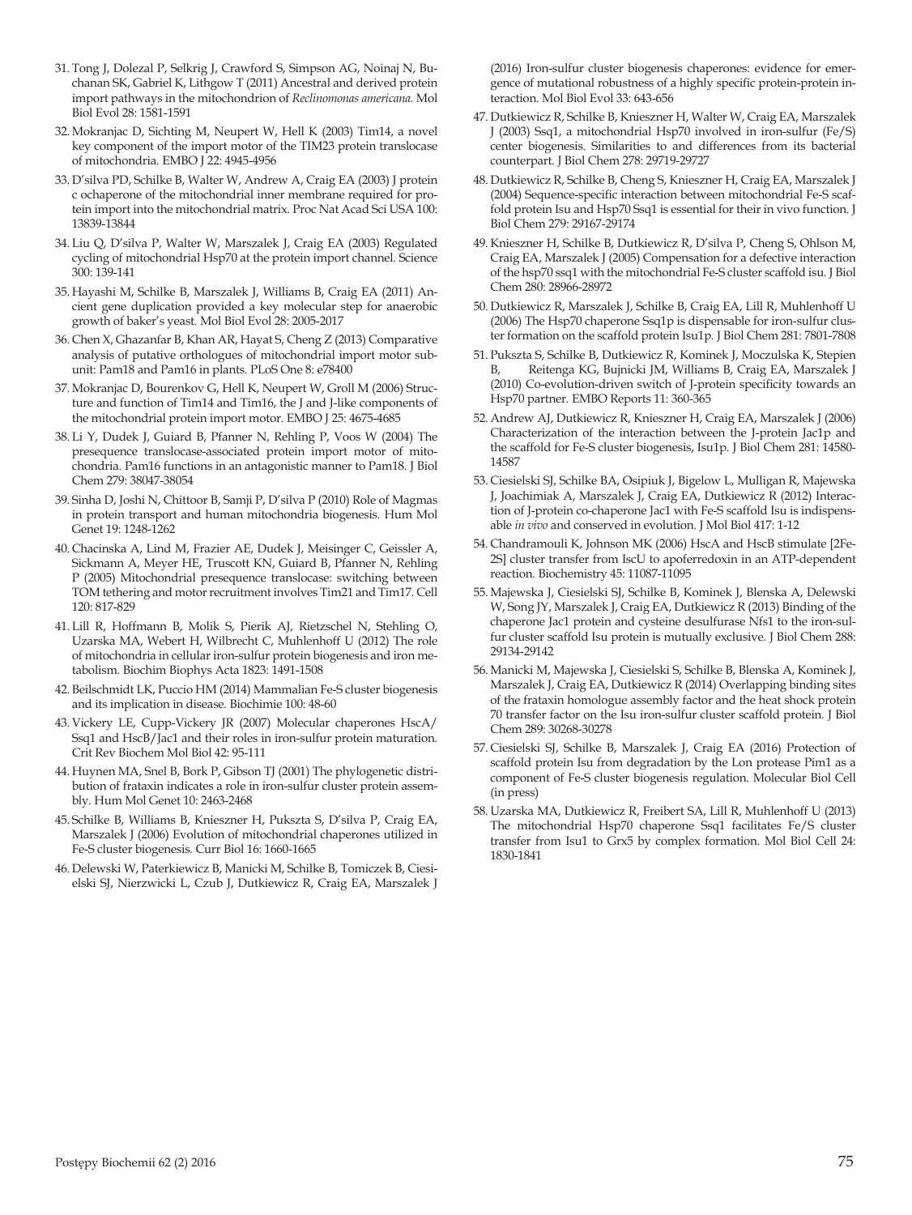31. Tong J, Dolezal P, Selkrig J, Crawford S, Simpson AG, Noinaj N, Buchanan SK, Gabriel K, Lithgow T (2011) Ancestral and derived protein import pathways in the mitochondrion of *Reclinomonas americana*. Mol Biol Evol 28: 1581-1591

32. Mokranjac D, Sichting M, Neupert W, Hell K (2003) Tim14, a novel key component of the import motor of the TIM23 protein translocase of mitochondria. EMBO J 22: 4945-4956

33. D'silva PD, Schilke B, Walter W, Andrew A, Craig EA (2003) J protein c ochaperone of the mitochondrial inner membrane required for protein import into the mitochondrial matrix. Proc Nat Acad Sci USA 100: 13839-13844

34. Liu Q, D'silva P, Walter W, Marszalek J, Craig EA (2003) Regulated cycling of mitochondrial Hsp70 at the protein import channel. Science 300: 139-141

35. Hayashi M, Schilke B, Marszalek J, Williams B, Craig EA (2011) Ancient gene duplication provided a key molecular step for anaerobic growth of baker's yeast. Mol Biol Evol 28: 2005-2017

36. Chen X, Ghazanfar B, Khan AR, Hayat S, Cheng Z (2013) Comparative analysis of putative orthologues of mitochondrial import motor subunit: Pam18 and Pam16 in plants. PLoS One 8: e78400

37. Mokranjac D, Bourenkov G, Hell K, Neupert W, Groll M (2006) Structure and function of Tim14 and Tim16, the J and J-like components of the mitochondrial protein import motor. EMBO J 25: 4675-4685

38. Li Y, Dudek J, Guiard B, Pfanner N, Rehling P, Voos W (2004) The presequence translocase-associated protein import motor of mitochondria. Pam16 functions in an antagonistic manner to Pam18. J Biol Chem 279: 38047-38054

39. Sinha D, Joshi N, Chittoor B, Samji P, D'silva P (2010) Role of Magmas in protein transport and human mitochondria biogenesis. Hum Mol Genet 19: 1248-1262

40. Chacinska A, Lind M, Frazier AE, Dudek J, Meisinger C, Geissler A, Sickmann A, Meyer HE, Truscott KN, Guiard B, Pfanner N, Rehling P (2005) Mitochondrial presequence translocase: switching between TOM tethering and motor recruitment involves Tim21 and Tim17. Cell 120: 817-829

41. Lill R, Hoffmann B, Molik S, Pierik AJ, Rietzschel N, Stehling O, Uzarska MA, Webert H, Wilbrecht C, Muhlenhoff U (2012) The role of mitochondria in cellular iron-sulfur protein biogenesis and iron metabolism. Biochim Biophys Acta 1823: 1491-1508

42. Beilschmidt LK, Puccio HM (2014) Mammalian Fe-S cluster biogenesis and its implication in disease. Biochimie 100: 48-60

43. Vickery LE, Cupp-Vickery JR (2007) Molecular chaperones HscA/Ssq1 and HscB/Jac1 and their roles in iron-sulfur protein maturation. Crit Rev Biochem Mol Biol 42: 95-111

44. Huynen MA, Snel B, Bork P, Gibson TJ (2001) The phylogenetic distribution of frataxin indicates a role in iron-sulfur cluster protein assembly. Hum Mol Genet 10: 2463-2468

45. Schilke B, Williams B, Knieszner H, Pukszta S, D'silva P, Craig EA, Marszalek J (2006) Evolution of mitochondrial chaperones utilized in Fe-S cluster biogenesis. Curr Biol 16: 1660-1665

46. Delewski W, Paterkiewicz B, Manicki M, Schilke B, Tomiczek B, Ciesielski SJ, Nierzwicki L, Czub J, Dutkiewicz R, Craig EA, Marszalek J (2016) Iron-sulfur cluster biogenesis chaperones: evidence for emergence of mutational robustness of a highly specific protein-protein interaction. Mol Biol Evol 33: 643-656

47. Dutkiewicz R, Schilke B, Knieszner H, Walter W, Craig EA, Marszalek J (2003) Ssq1, a mitochondrial Hsp70 involved in iron-sulfur (Fe/S) center biogenesis. Similarities to and differences from its bacterial counterpart. J Biol Chem 278: 29719-29727

48. Dutkiewicz R, Schilke B, Cheng S, Knieszner H, Craig EA, Marszalek J (2004) Sequence-specific interaction between mitochondrial Fe-S scaffold protein Isu and Hsp70 Ssq1 is essential for their in vivo function. J Biol Chem 279: 29167-29174

49. Knieszner H, Schilke B, Dutkiewicz R, D'silva P, Cheng S, Ohlson M, Craig EA, Marszalek J (2005) Compensation for a defective interaction of the hsp70 ssq1 with the mitochondrial Fe-S cluster scaffold isu. J Biol Chem 280: 28966-28972

50. Dutkiewicz R, Marszalek J, Schilke B, Craig EA, Lill R, Muhlenhoff U (2006) The Hsp70 chaperone Ssq1p is dispensable for iron-sulfur cluster formation on the scaffold protein Isu1p. J Biol Chem 281: 7801-7808

51. Pukszta S, Schilke B, Dutkiewicz R, Kominek J, Moczulska K, Stepien B, Reitenga KG, Bujnicki JM, Williams B, Craig EA, Marszalek J (2010) Co-evolution-driven switch of J-protein specificity towards an Hsp70 partner. EMBO Reports 11: 360-365

52. Andrew AJ, Dutkiewicz R, Knieszner H, Craig EA, Marszalek J (2006) Characterization of the interaction between the J-protein Jac1p and the scaffold for Fe-S cluster biogenesis, Isu1p. J Biol Chem 281: 14580-14587

53. Ciesielski SJ, Schilke BA, Osipiuk J, Bigelow L, Mulligan R, Majewska J, Joachimiak A, Marszalek J, Craig EA, Dutkiewicz R (2012) Interaction of J-protein co-chaperone Jac1 with Fe-S scaffold Isu is indispensable *in vivo* and conserved in evolution. J Mol Biol 417: 1-12

54. Chandramouli K, Johnson MK (2006) HscA and HscB stimulate [2Fe-2S] cluster transfer from IscU to apoferredoxin in an ATP-dependent reaction. Biochemistry 45: 11087-11095

55. Majewska J, Ciesielski SJ, Schilke B, Kominek J, Blenska A, Delewski W, Song JY, Marszalek J, Craig EA, Dutkiewicz R (2013) Binding of the chaperone Jac1 protein and cysteine desulfurase Nfs1 to the iron-sulfur cluster scaffold Isu protein is mutually exclusive. J Biol Chem 288: 29134-29142

56. Manicki M, Majewska J, Ciesielski S, Schilke B, Blenska A, Kominek J, Marszalek J, Craig EA, Dutkiewicz R (2014) Overlapping binding sites of the frataxin homologue assembly factor and the heat shock protein 70 transfer factor on the Isu iron-sulfur cluster scaffold protein. J Biol Chem 289: 30268-30278

57. Ciesielski SJ, Schilke B, Marszalek J, Craig EA (2016) Protection of scaffold protein Isu from degradation by the Lon protease Pim1 as a component of Fe-S cluster biogenesis regulation. Molecular Biol Cell (in press)

58. Uzarska MA, Dutkiewicz R, Freibert SA, Lill R, Muhlenhoff U (2013) The mitochondrial Hsp70 chaperone Ssq1 facilitates Fe/S cluster transfer from Isu1 to Grx5 by complex formation. Mol Biol Cell 24: 1830-1841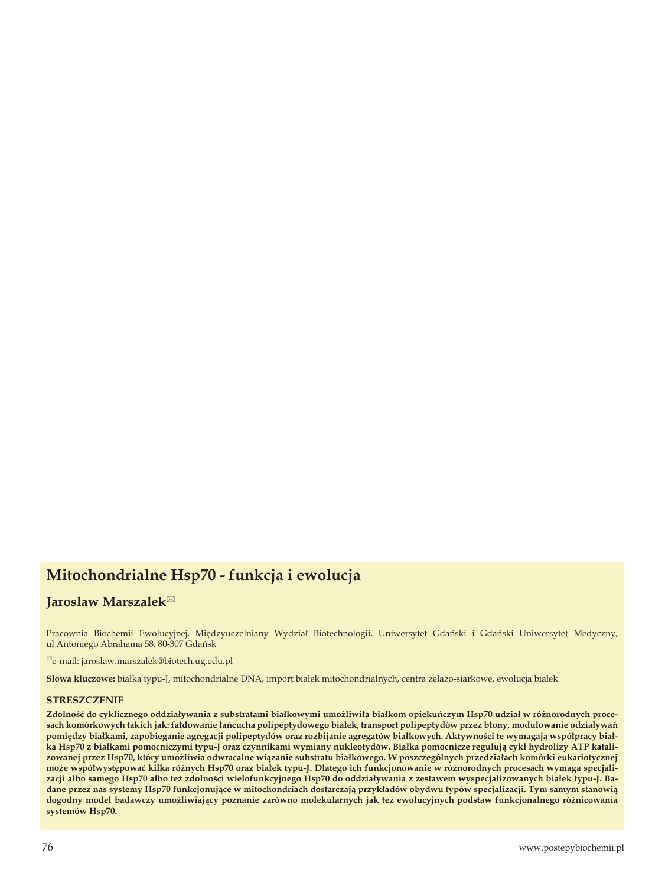# Mitochondrialne Hsp70 - funkcja i ewolucja

## Jaroslaw Marszalek✉

Pracownia Biochemii Ewolucyjnej, Międzyuczelniany Wydział Biotechnologii, Uniwersytet Gdański i Gdański Uniwersytet Medyczny, ul Antoniego Abrahama 58, 80-307 Gdańsk

✉e-mail: jaroslaw.marszalek@biotech.ug.edu.pl

**Słowa kluczowe:** białka typu-J, mitochondrialne DNA, import białek mitochondrialnych, centra żelazo-siarkowe, ewolucja białek

### STRESZCZENIE

**Zdolność do cyklicznego oddziaływania z substratami białkowymi umożliwiła białkom opiekuńczym Hsp70 udział w różnorodnych procesach komórkowych takich jak: fałdowanie łańcucha polipeptydowego białek, transport polipeptydów przez błony, modulowanie oddziaływań pomiędzy białkami, zapobieganie agregacji polipeptydów oraz rozbijanie agregatów białkowych. Aktywności te wymagają współpracy białka Hsp70 z białkami pomocniczymi typu-J oraz czynnikami wymiany nukleotydów. Białka pomocnicze regulują cykl hydrolizy ATP katalizowanej przez Hsp70, który umożliwia odwracalne wiązanie substratu białkowego. W poszczególnych przedziałach komórki eukariotycznej może współwystępować kilka różnych Hsp70 oraz białek typu-J. Dlatego ich funkcjonowanie w różnorodnych procesach wymaga specjalizacji albo samego Hsp70 albo też zdolności wielofunkcyjnego Hsp70 do oddziaływania z zestawem wyspecjalizowanych białek typu-J. Badane przez nas systemy Hsp70 funkcjonujące w mitochondriach dostarczają przykładów obydwu typów specjalizacji. Tym samym stanowią dogodny model badawczy umożliwiający poznanie zarówno molekularnych jak też ewolucyjnych podstaw funkcjonalnego różnicowania systemów Hsp70.**